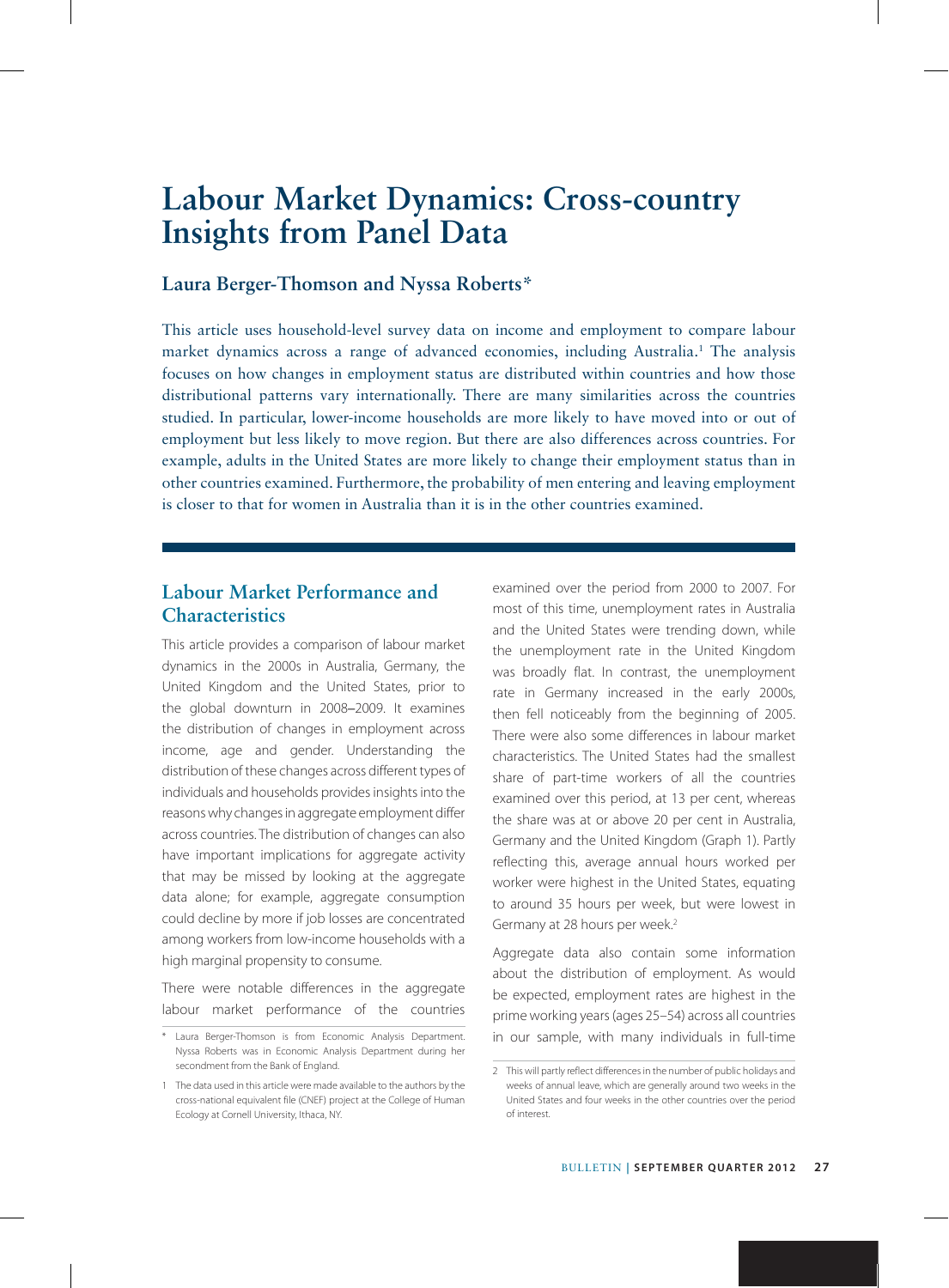# Labour Market Dynamics: Cross-country Insights from Panel Data

## Laura Berger-Thomson and Nyssa Roberts*

This article uses household-level survey data on income and employment to compare labour market dynamics across a range of advanced economies, including Australia.[1] The analysis focuses on how changes in employment status are distributed within countries and how those distributional patterns vary internationally. There are many similarities across the countries studied. In particular, lower-income households are more likely to have moved into or out of employment but less likely to move region. But there are also differences across countries. For example, adults in the United States are more likely to change their employment status than in other countries examined. Furthermore, the probability of men entering and leaving employment is closer to that for women in Australia than it is in the other countries examined.

## Labour Market Performance and Characteristics

This article provides a comparison of labour market dynamics in the 2000s in Australia, Germany, the United Kingdom and the United States, prior to the global downturn in 2008–2009. It examines the distribution of changes in employment across income, age and gender. Understanding the distribution of these changes across different types of individuals and households provides insights into the reasons why changes in aggregate employment differ across countries. The distribution of changes can also have important implications for aggregate activity that may be missed by looking at the aggregate data alone; for example, aggregate consumption could decline by more if job losses are concentrated among workers from low-income households with a high marginal propensity to consume.

There were notable differences in the aggregate labour market performance of the countries examined over the period from 2000 to 2007. For most of this time, unemployment rates in Australia and the United States were trending down, while the unemployment rate in the United Kingdom was broadly flat. In contrast, the unemployment rate in Germany increased in the early 2000s, then fell noticeably from the beginning of 2005. There were also some differences in labour market characteristics. The United States had the smallest share of part-time workers of all the countries examined over this period, at 13 per cent, whereas the share was at or above 20 per cent in Australia, Germany and the United Kingdom (Graph 1). Partly reflecting this, average annual hours worked per worker were highest in the United States, equating to around 35 hours per week, but were lowest in Germany at 28 hours per week.[2]

Aggregate data also contain some information about the distribution of employment. As would be expected, employment rates are highest in the prime working years (ages 25–54) across all countries in our sample, with many individuals in full-time

---

\* Laura Berger-Thomson is from Economic Analysis Department. Nyssa Roberts was in Economic Analysis Department during her secondment from the Bank of England.

1 The data used in this article were made available to the authors by the cross-national equivalent file (CNEF) project at the College of Human Ecology at Cornell University, Ithaca, NY.

2 This will partly reflect differences in the number of public holidays and weeks of annual leave, which are generally around two weeks in the United States and four weeks in the other countries over the period of interest.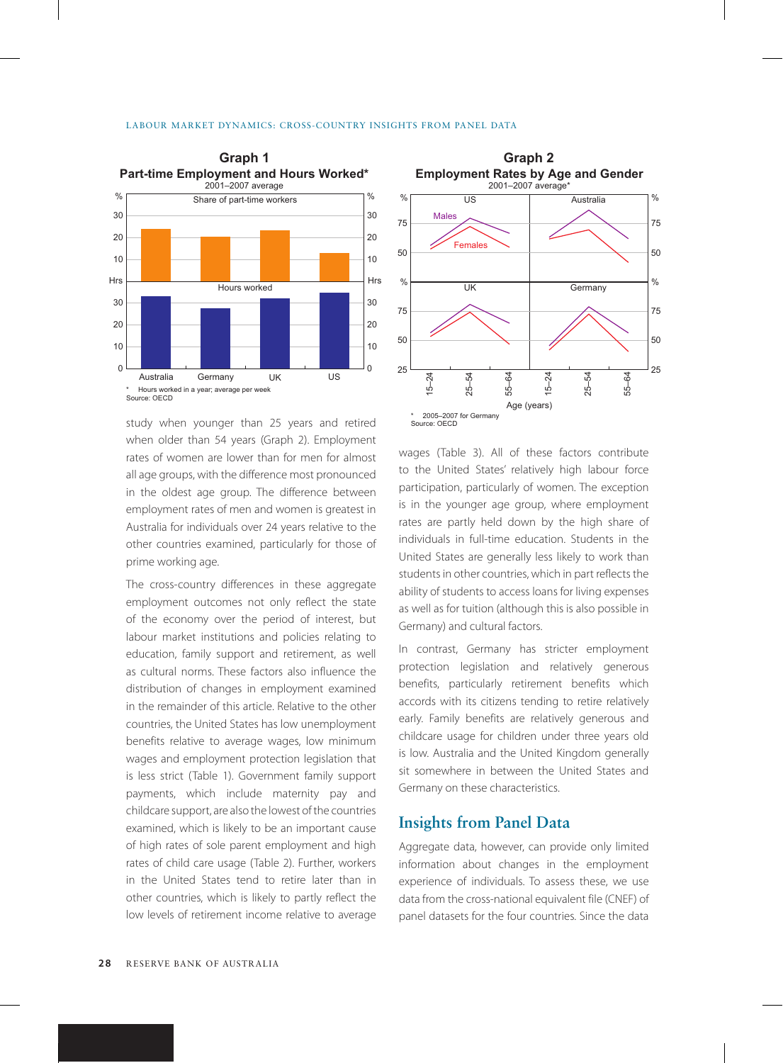**Graph 1**
**Part-time Employment and Hours Worked***
2001–2007 average

* Hours worked in a year; average per week
Source: OECD

**Graph 2**
**Employment Rates by Age and Gender**
2001–2007 average*

* 2005–2007 for Germany
Source: OECD

study when younger than 25 years and retired when older than 54 years (Graph 2). Employment rates of women are lower than for men for almost all age groups, with the difference most pronounced in the oldest age group. The difference between employment rates of men and women is greatest in Australia for individuals over 24 years relative to the other countries examined, particularly for those of prime working age.

The cross-country differences in these aggregate employment outcomes not only reflect the state of the economy over the period of interest, but labour market institutions and policies relating to education, family support and retirement, as well as cultural norms. These factors also influence the distribution of changes in employment examined in the remainder of this article. Relative to the other countries, the United States has low unemployment benefits relative to average wages, low minimum wages and employment protection legislation that is less strict (Table 1). Government family support payments, which include maternity pay and childcare support, are also the lowest of the countries examined, which is likely to be an important cause of high rates of sole parent employment and high rates of child care usage (Table 2). Further, workers in the United States tend to retire later than in other countries, which is likely to partly reflect the low levels of retirement income relative to average wages (Table 3). All of these factors contribute to the United States' relatively high labour force participation, particularly of women. The exception is in the younger age group, where employment rates are partly held down by the high share of individuals in full-time education. Students in the United States are generally less likely to work than students in other countries, which in part reflects the ability of students to access loans for living expenses as well as for tuition (although this is also possible in Germany) and cultural factors.

In contrast, Germany has stricter employment protection legislation and relatively generous benefits, particularly retirement benefits which accords with its citizens tending to retire relatively early. Family benefits are relatively generous and childcare usage for children under three years old is low. Australia and the United Kingdom generally sit somewhere in between the United States and Germany on these characteristics.

## Insights from Panel Data

Aggregate data, however, can provide only limited information about changes in the employment experience of individuals. To assess these, we use data from the cross-national equivalent file (CNEF) of panel datasets for the four countries. Since the data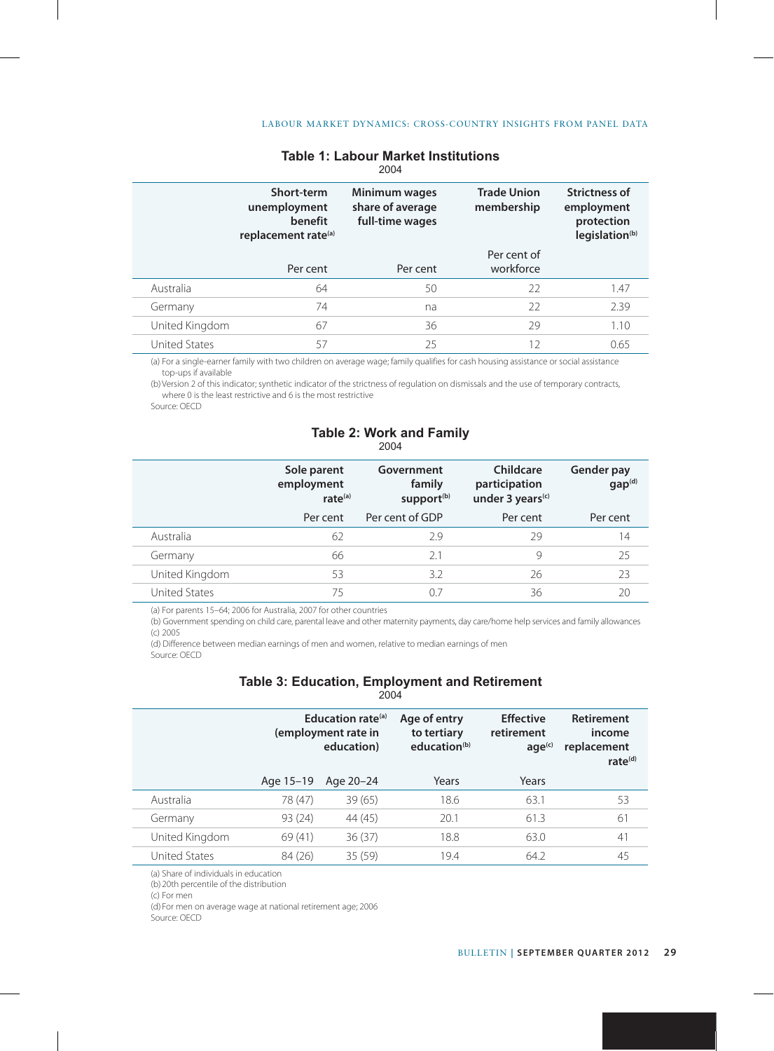## Table 1: Labour Market Institutions

2004

| | Short-term unemployment benefit replacement rate[(a)] | Minimum wages share of average full-time wages | Trade Union membership | Strictness of employment protection legislation[(b)] |
|---|---|---|---|---|
| | Per cent | Per cent | Per cent of workforce | |
| Australia | 64 | 50 | 22 | 1.47 |
| Germany | 74 | na | 22 | 2.39 |
| United Kingdom | 67 | 36 | 29 | 1.10 |
| United States | 57 | 25 | 12 | 0.65 |

(a) For a single-earner family with two children on average wage; family qualifies for cash housing assistance or social assistance top-ups if available

(b) Version 2 of this indicator; synthetic indicator of the strictness of regulation on dismissals and the use of temporary contracts, where 0 is the least restrictive and 6 is the most restrictive

Source: OECD

## Table 2: Work and Family

2004

| | Sole parent employment rate[(a)] | Government family support[(b)] | Childcare participation under 3 years[(c)] | Gender pay gap[(d)] |
|---|---|---|---|---|
| | Per cent | Per cent of GDP | Per cent | Per cent |
| Australia | 62 | 2.9 | 29 | 14 |
| Germany | 66 | 2.1 | 9 | 25 |
| United Kingdom | 53 | 3.2 | 26 | 23 |
| United States | 75 | 0.7 | 36 | 20 |

(a) For parents 15–64; 2006 for Australia, 2007 for other countries

(b) Government spending on child care, parental leave and other maternity payments, day care/home help services and family allowances

(c) 2005

(d) Difference between median earnings of men and women, relative to median earnings of men

Source: OECD

## Table 3: Education, Employment and Retirement

2004

| | Education rate[(a)] (employment rate in education) | | Age of entry to tertiary education[(b)] | Effective retirement age[(c)] | Retirement income replacement rate[(d)] |
|---|---|---|---|---|---|
| | Age 15–19 | Age 20–24 | Years | Years | |
| Australia | 78 (47) | 39 (65) | 18.6 | 63.1 | 53 |
| Germany | 93 (24) | 44 (45) | 20.1 | 61.3 | 61 |
| United Kingdom | 69 (41) | 36 (37) | 18.8 | 63.0 | 41 |
| United States | 84 (26) | 35 (59) | 19.4 | 64.2 | 45 |

(a) Share of individuals in education

(b) 20th percentile of the distribution

(c) For men

(d) For men on average wage at national retirement age; 2006

Source: OECD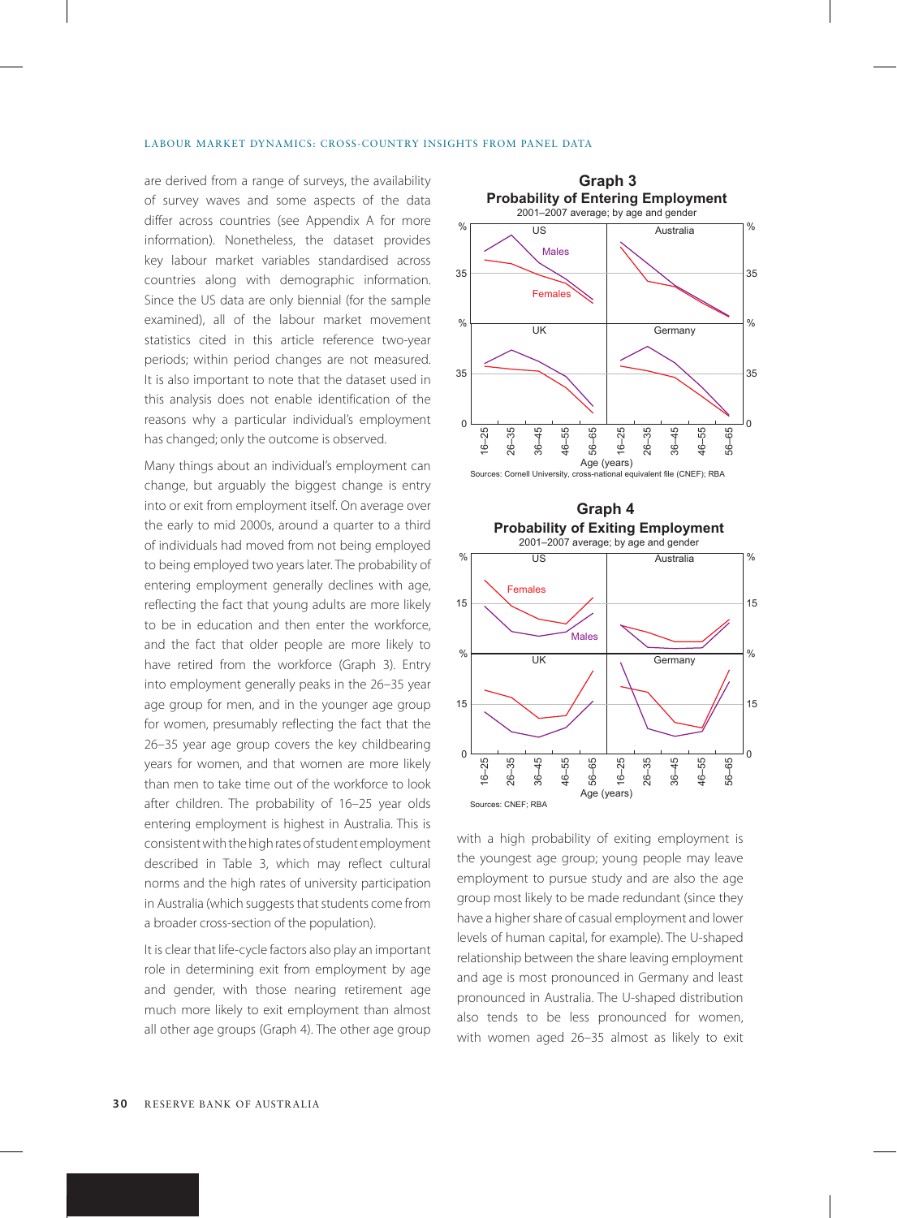are derived from a range of surveys, the availability of survey waves and some aspects of the data differ across countries (see Appendix A for more information). Nonetheless, the dataset provides key labour market variables standardised across countries along with demographic information. Since the US data are only biennial (for the sample examined), all of the labour market movement statistics cited in this article reference two-year periods; within period changes are not measured. It is also important to note that the dataset used in this analysis does not enable identification of the reasons why a particular individual's employment has changed; only the outcome is observed.

Many things about an individual's employment can change, but arguably the biggest change is entry into or exit from employment itself. On average over the early to mid 2000s, around a quarter to a third of individuals had moved from not being employed to being employed two years later. The probability of entering employment generally declines with age, reflecting the fact that young adults are more likely to be in education and then enter the workforce, and the fact that older people are more likely to have retired from the workforce (Graph 3). Entry into employment generally peaks in the 26–35 year age group for men, and in the younger age group for women, presumably reflecting the fact that the 26–35 year age group covers the key childbearing years for women, and that women are more likely than men to take time out of the workforce to look after children. The probability of 16–25 year olds entering employment is highest in Australia. This is consistent with the high rates of student employment described in Table 3, which may reflect cultural norms and the high rates of university participation in Australia (which suggests that students come from a broader cross-section of the population).

It is clear that life-cycle factors also play an important role in determining exit from employment by age and gender, with those nearing retirement age much more likely to exit employment than almost all other age groups (Graph 4). The other age group

**Graph 3**
**Probability of Entering Employment**
2001–2007 average; by age and gender

Sources: Cornell University, cross-national equivalent file (CNEF); RBA

**Graph 4**
**Probability of Exiting Employment**
2001–2007 average; by age and gender

Sources: CNEF; RBA

with a high probability of exiting employment is the youngest age group; young people may leave employment to pursue study and are also the age group most likely to be made redundant (since they have a higher share of casual employment and lower levels of human capital, for example). The U-shaped relationship between the share leaving employment and age is most pronounced in Germany and least pronounced in Australia. The U-shaped distribution also tends to be less pronounced for women, with women aged 26–35 almost as likely to exit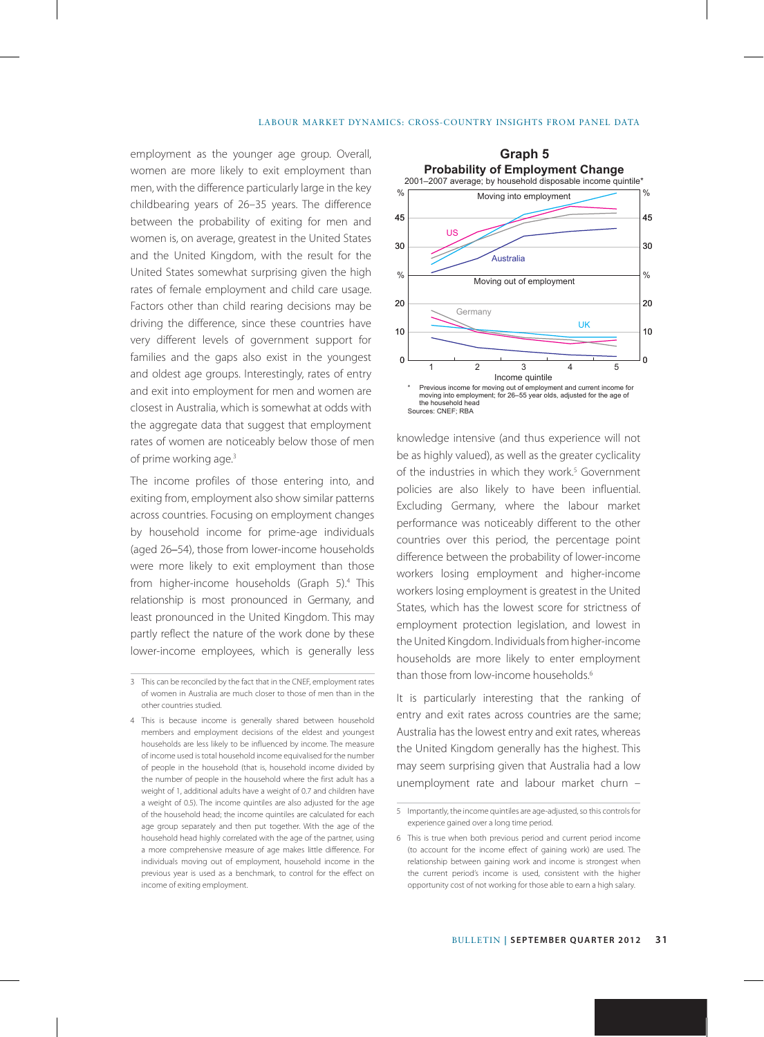employment as the younger age group. Overall, women are more likely to exit employment than men, with the difference particularly large in the key childbearing years of 26–35 years. The difference between the probability of exiting for men and women is, on average, greatest in the United States and the United Kingdom, with the result for the United States somewhat surprising given the high rates of female employment and child care usage. Factors other than child rearing decisions may be driving the difference, since these countries have very different levels of government support for families and the gaps also exist in the youngest and oldest age groups. Interestingly, rates of entry and exit into employment for men and women are closest in Australia, which is somewhat at odds with the aggregate data that suggest that employment rates of women are noticeably below those of men of prime working age.[3]

The income profiles of those entering into, and exiting from, employment also show similar patterns across countries. Focusing on employment changes by household income for prime-age individuals (aged 26–54), those from lower-income households were more likely to exit employment than those from higher-income households (Graph 5).[4] This relationship is most pronounced in Germany, and least pronounced in the United Kingdom. This may partly reflect the nature of the work done by these lower-income employees, which is generally less knowledge intensive (and thus experience will not be as highly valued), as well as the greater cyclicality of the industries in which they work.[5] Government policies are also likely to have been influential. Excluding Germany, where the labour market performance was noticeably different to the other countries over this period, the percentage point difference between the probability of lower-income workers losing employment and higher-income workers losing employment is greatest in the United States, which has the lowest score for strictness of employment protection legislation, and lowest in the United Kingdom. Individuals from higher-income households are more likely to enter employment than those from low-income households.[6]

**Graph 5**
**Probability of Employment Change**
2001–2007 average; by household disposable income quintile*

\* Previous income for moving out of employment and current income for moving into employment; for 26–55 year olds, adjusted for the age of the household head

Sources: CNEF; RBA

It is particularly interesting that the ranking of entry and exit rates across countries are the same; Australia has the lowest entry and exit rates, whereas the United Kingdom generally has the highest. This may seem surprising given that Australia had a low unemployment rate and labour market churn –

---

3 This can be reconciled by the fact that in the CNEF, employment rates of women in Australia are much closer to those of men than in the other countries studied.

4 This is because income is generally shared between household members and employment decisions of the eldest and youngest households are less likely to be influenced by income. The measure of income used is total household income equivalised for the number of people in the household (that is, household income divided by the number of people in the household where the first adult has a weight of 1, additional adults have a weight of 0.7 and children have a weight of 0.5). The income quintiles are also adjusted for the age of the household head; the income quintiles are calculated for each age group separately and then put together. With the age of the household head highly correlated with the age of the partner, using a more comprehensive measure of age makes little difference. For individuals moving out of employment, household income in the previous year is used as a benchmark, to control for the effect on income of exiting employment.

5 Importantly, the income quintiles are age-adjusted, so this controls for experience gained over a long time period.

6 This is true when both previous period and current period income (to account for the income effect of gaining work) are used. The relationship between gaining work and income is strongest when the current period's income is used, consistent with the higher opportunity cost of not working for those able to earn a high salary.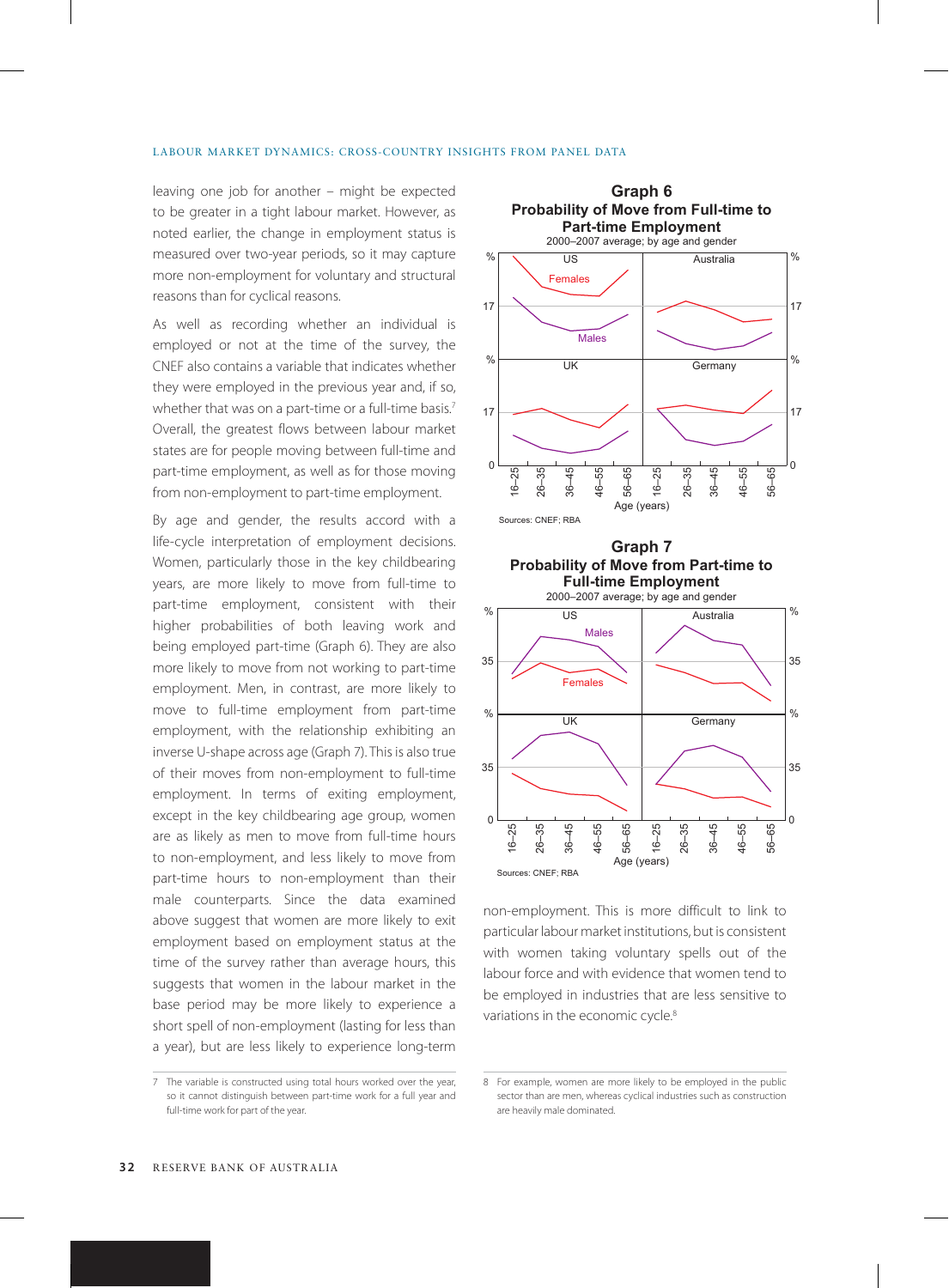leaving one job for another – might be expected to be greater in a tight labour market. However, as noted earlier, the change in employment status is measured over two-year periods, so it may capture more non-employment for voluntary and structural reasons than for cyclical reasons.

As well as recording whether an individual is employed or not at the time of the survey, the CNEF also contains a variable that indicates whether they were employed in the previous year and, if so, whether that was on a part-time or a full-time basis.[7] Overall, the greatest flows between labour market states are for people moving between full-time and part-time employment, as well as for those moving from non-employment to part-time employment.

By age and gender, the results accord with a life-cycle interpretation of employment decisions. Women, particularly those in the key childbearing years, are more likely to move from full-time to part-time employment, consistent with their higher probabilities of both leaving work and being employed part-time (Graph 6). They are also more likely to move from not working to part-time employment. Men, in contrast, are more likely to move to full-time employment from part-time employment, with the relationship exhibiting an inverse U-shape across age (Graph 7). This is also true of their moves from non-employment to full-time employment. In terms of exiting employment, except in the key childbearing age group, women are as likely as men to move from full-time hours to non-employment, and less likely to move from part-time hours to non-employment than their male counterparts. Since the data examined above suggest that women are more likely to exit employment based on employment status at the time of the survey rather than average hours, this suggests that women in the labour market in the base period may be more likely to experience a short spell of non-employment (lasting for less than a year), but are less likely to experience long-term non-employment. This is more difficult to link to particular labour market institutions, but is consistent with women taking voluntary spells out of the labour force and with evidence that women tend to be employed in industries that are less sensitive to variations in the economic cycle.[8]

**Graph 6**
**Probability of Move from Full-time to Part-time Employment**
2000–2007 average; by age and gender

Sources: CNEF; RBA

**Graph 7**
**Probability of Move from Part-time to Full-time Employment**
2000–2007 average; by age and gender

Sources: CNEF; RBA

7 The variable is constructed using total hours worked over the year, so it cannot distinguish between part-time work for a full year and full-time work for part of the year.

8 For example, women are more likely to be employed in the public sector than are men, whereas cyclical industries such as construction are heavily male dominated.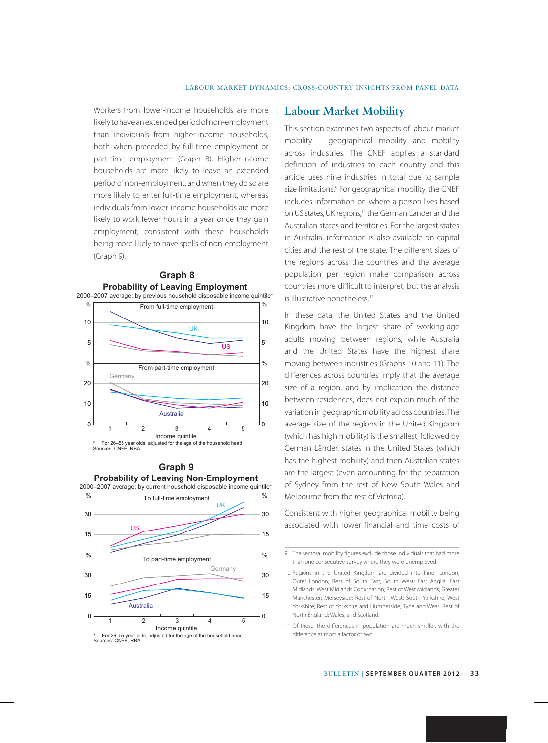Workers from lower-income households are more likely to have an extended period of non-employment than individuals from higher-income households, both when preceded by full-time employment or part-time employment (Graph 8). Higher-income households are more likely to leave an extended period of non-employment, and when they do so are more likely to enter full-time employment, whereas individuals from lower-income households are more likely to work fewer hours in a year once they gain employment, consistent with these households being more likely to have spells of non-employment (Graph 9).

**Graph 8**
**Probability of Leaving Employment**
2000–2007 average; by previous household disposable income quintile*

\* For 26–55 year olds, adjusted for the age of the household head
Sources: CNEF; RBA

**Graph 9**
**Probability of Leaving Non-Employment**
2000–2007 average; by current household disposable income quintile*

\* For 26–55 year olds, adjusted for the age of the household head
Sources: CNEF; RBA

## Labour Market Mobility

This section examines two aspects of labour market mobility – geographical mobility and mobility across industries. The CNEF applies a standard definition of industries to each country and this article uses nine industries in total due to sample size limitations.[9] For geographical mobility, the CNEF includes information on where a person lives based on US states, UK regions,[10] the German Länder and the Australian states and territories. For the largest states in Australia, information is also available on capital cities and the rest of the state. The different sizes of the regions across the countries and the average population per region make comparison across countries more difficult to interpret, but the analysis is illustrative nonetheless.[11]

In these data, the United States and the United Kingdom have the largest share of working-age adults moving between regions, while Australia and the United States have the highest share moving between industries (Graphs 10 and 11). The differences across countries imply that the average size of a region, and by implication the distance between residences, does not explain much of the variation in geographic mobility across countries. The average size of the regions in the United Kingdom (which has high mobility) is the smallest, followed by German Länder, states in the United States (which has the highest mobility) and then Australian states are the largest (even accounting for the separation of Sydney from the rest of New South Wales and Melbourne from the rest of Victoria).

Consistent with higher geographical mobility being associated with lower financial and time costs of

---

9 The sectoral mobility figures exclude those individuals that had more than one consecutive survey where they were unemployed.

10 Regions in the United Kingdom are divided into Inner London; Outer London; Rest of South East; South West; East Anglia; East Midlands; West Midlands Conurbation; Rest of West Midlands; Greater Manchester; Merseyside; Rest of North West; South Yorkshire; West Yorkshire; Rest of Yorkshire and Humberside; Tyne and Wear; Rest of North England; Wales; and Scotland.

11 Of these, the differences in population are much smaller, with the difference at most a factor of two.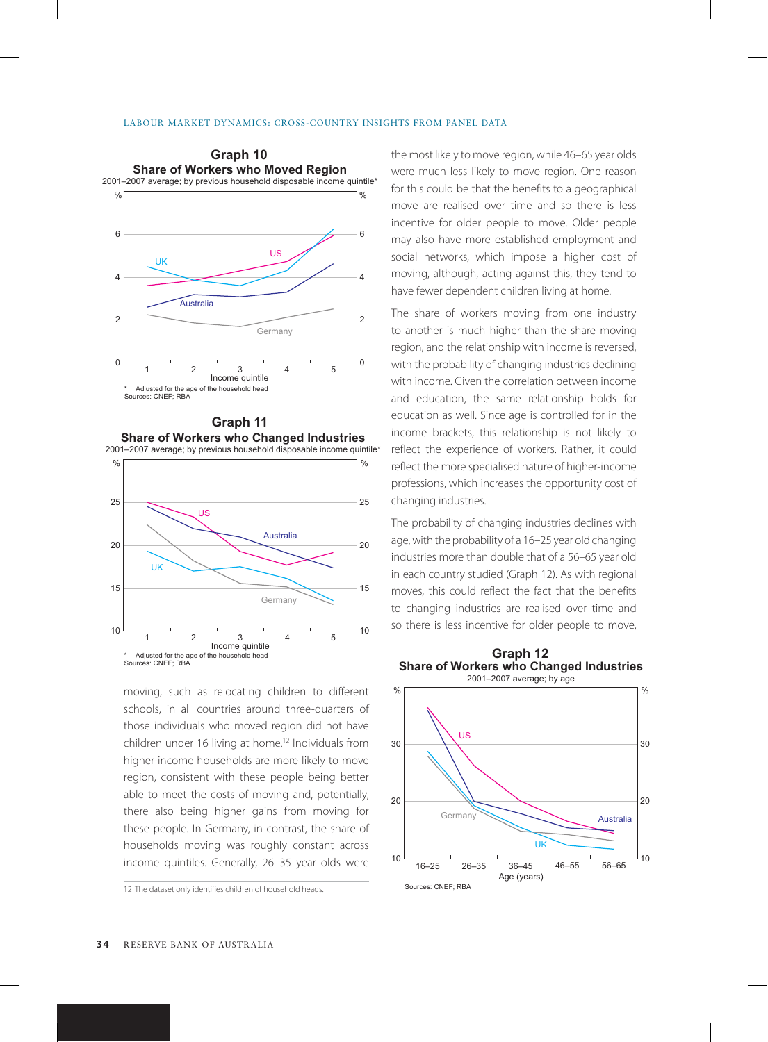**Graph 10**
**Share of Workers who Moved Region**
2001–2007 average; by previous household disposable income quintile*

\* Adjusted for the age of the household head
Sources: CNEF; RBA

**Graph 11**
**Share of Workers who Changed Industries**
2001–2007 average; by previous household disposable income quintile*

\* Adjusted for the age of the household head
Sources: CNEF; RBA

moving, such as relocating children to different schools, in all countries around three-quarters of those individuals who moved region did not have children under 16 living at home.[12] Individuals from higher-income households are more likely to move region, consistent with these people being better able to meet the costs of moving and, potentially, there also being higher gains from moving for these people. In Germany, in contrast, the share of households moving was roughly constant across income quintiles. Generally, 26–35 year olds were the most likely to move region, while 46–65 year olds were much less likely to move region. One reason for this could be that the benefits to a geographical move are realised over time and so there is less incentive for older people to move. Older people may also have more established employment and social networks, which impose a higher cost of moving, although, acting against this, they tend to have fewer dependent children living at home.

The share of workers moving from one industry to another is much higher than the share moving region, and the relationship with income is reversed, with the probability of changing industries declining with income. Given the correlation between income and education, the same relationship holds for education as well. Since age is controlled for in the income brackets, this relationship is not likely to reflect the experience of workers. Rather, it could reflect the more specialised nature of higher-income professions, which increases the opportunity cost of changing industries.

The probability of changing industries declines with age, with the probability of a 16–25 year old changing industries more than double that of a 56–65 year old in each country studied (Graph 12). As with regional moves, this could reflect the fact that the benefits to changing industries are realised over time and so there is less incentive for older people to move,

**Graph 12**
**Share of Workers who Changed Industries**
2001–2007 average; by age

Sources: CNEF; RBA

12 The dataset only identifies children of household heads.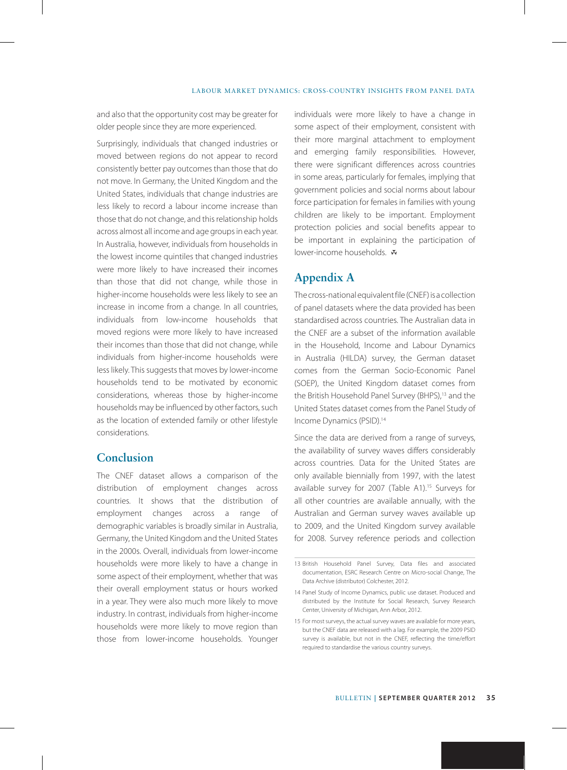and also that the opportunity cost may be greater for older people since they are more experienced.

Surprisingly, individuals that changed industries or moved between regions do not appear to record consistently better pay outcomes than those that do not move. In Germany, the United Kingdom and the United States, individuals that change industries are less likely to record a labour income increase than those that do not change, and this relationship holds across almost all income and age groups in each year. In Australia, however, individuals from households in the lowest income quintiles that changed industries were more likely to have increased their incomes than those that did not change, while those in higher-income households were less likely to see an increase in income from a change. In all countries, individuals from low-income households that moved regions were more likely to have increased their incomes than those that did not change, while individuals from higher-income households were less likely. This suggests that moves by lower-income households tend to be motivated by economic considerations, whereas those by higher-income households may be influenced by other factors, such as the location of extended family or other lifestyle considerations.

## Conclusion

The CNEF dataset allows a comparison of the distribution of employment changes across countries. It shows that the distribution of employment changes across a range of demographic variables is broadly similar in Australia, Germany, the United Kingdom and the United States in the 2000s. Overall, individuals from lower-income households were more likely to have a change in some aspect of their employment, whether that was their overall employment status or hours worked in a year. They were also much more likely to move industry. In contrast, individuals from higher-income households were more likely to move region than those from lower-income households. Younger individuals were more likely to have a change in some aspect of their employment, consistent with their more marginal attachment to employment and emerging family responsibilities. However, there were significant differences across countries in some areas, particularly for females, implying that government policies and social norms about labour force participation for females in families with young children are likely to be important. Employment protection policies and social benefits appear to be important in explaining the participation of lower-income households.

## Appendix A

The cross-national equivalent file (CNEF) is a collection of panel datasets where the data provided has been standardised across countries. The Australian data in the CNEF are a subset of the information available in the Household, Income and Labour Dynamics in Australia (HILDA) survey, the German dataset comes from the German Socio-Economic Panel (SOEP), the United Kingdom dataset comes from the British Household Panel Survey (BHPS),[13] and the United States dataset comes from the Panel Study of Income Dynamics (PSID).[14]

Since the data are derived from a range of surveys, the availability of survey waves differs considerably across countries. Data for the United States are only available biennially from 1997, with the latest available survey for 2007 (Table A1).[15] Surveys for all other countries are available annually, with the Australian and German survey waves available up to 2009, and the United Kingdom survey available for 2008. Survey reference periods and collection

13 British Household Panel Survey, Data files and associated documentation, ESRC Research Centre on Micro-social Change, The Data Archive (distributor) Colchester, 2012.

14 Panel Study of Income Dynamics, public use dataset. Produced and distributed by the Institute for Social Research, Survey Research Center, University of Michigan, Ann Arbor, 2012.

15 For most surveys, the actual survey waves are available for more years, but the CNEF data are released with a lag. For example, the 2009 PSID survey is available, but not in the CNEF, reflecting the time/effort required to standardise the various country surveys.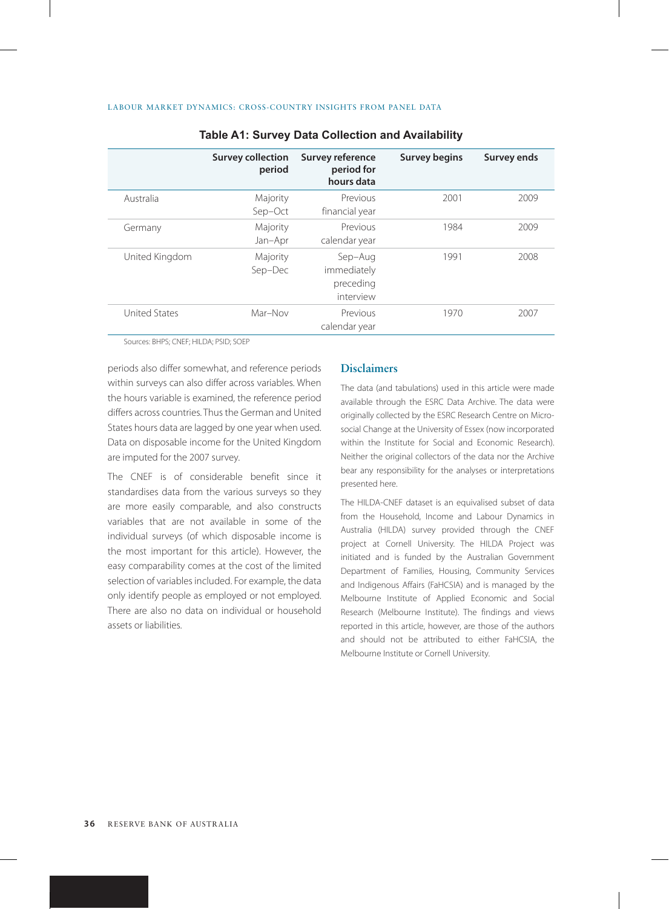**Table A1: Survey Data Collection and Availability**

| | Survey collection period | Survey reference period for hours data | Survey begins | Survey ends |
|---|---|---|---|---|
| Australia | Majority Sep–Oct | Previous financial year | 2001 | 2009 |
| Germany | Majority Jan–Apr | Previous calendar year | 1984 | 2009 |
| United Kingdom | Majority Sep–Dec | Sep–Aug immediately preceding interview | 1991 | 2008 |
| United States | Mar–Nov | Previous calendar year | 1970 | 2007 |

Sources: BHPS; CNEF; HILDA; PSID; SOEP

periods also differ somewhat, and reference periods within surveys can also differ across variables. When the hours variable is examined, the reference period differs across countries. Thus the German and United States hours data are lagged by one year when used. Data on disposable income for the United Kingdom are imputed for the 2007 survey.

The CNEF is of considerable benefit since it standardises data from the various surveys so they are more easily comparable, and also constructs variables that are not available in some of the individual surveys (of which disposable income is the most important for this article). However, the easy comparability comes at the cost of the limited selection of variables included. For example, the data only identify people as employed or not employed. There are also no data on individual or household assets or liabilities.

## Disclaimers

The data (and tabulations) used in this article were made available through the ESRC Data Archive. The data were originally collected by the ESRC Research Centre on Micro-social Change at the University of Essex (now incorporated within the Institute for Social and Economic Research). Neither the original collectors of the data nor the Archive bear any responsibility for the analyses or interpretations presented here.

The HILDA-CNEF dataset is an equivalised subset of data from the Household, Income and Labour Dynamics in Australia (HILDA) survey provided through the CNEF project at Cornell University. The HILDA Project was initiated and is funded by the Australian Government Department of Families, Housing, Community Services and Indigenous Affairs (FaHCSIA) and is managed by the Melbourne Institute of Applied Economic and Social Research (Melbourne Institute). The findings and views reported in this article, however, are those of the authors and should not be attributed to either FaHCSIA, the Melbourne Institute or Cornell University.